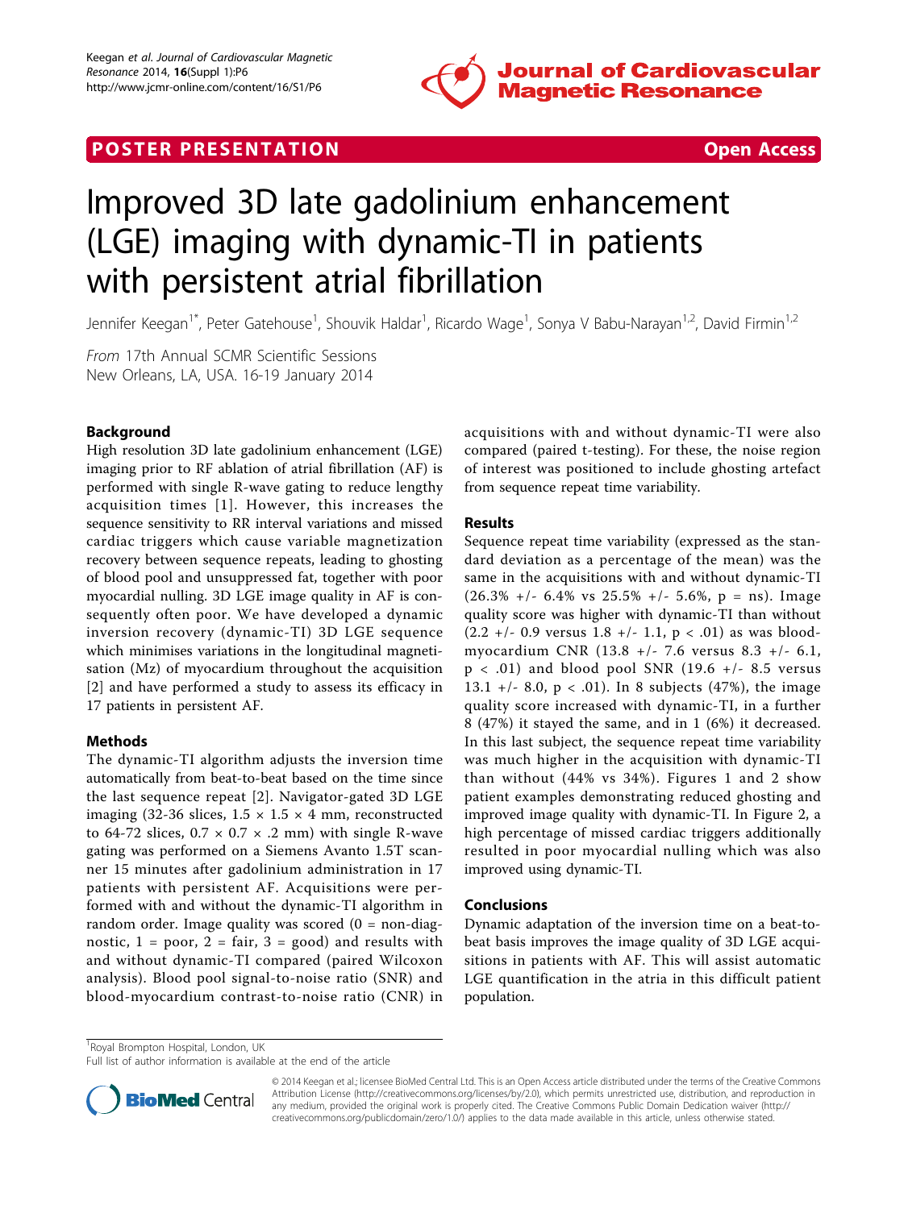**POSTER PRESENTATION** **Open Access**

# Improved 3D late gadolinium enhancement (LGE) imaging with dynamic-TI in patients with persistent atrial fibrillation

Jennifer Keegan[1*], Peter Gatehouse[1], Shouvik Haldar[1], Ricardo Wage[1], Sonya V Babu-Narayan[1,2], David Firmin[1,2]

*From* 17th Annual SCMR Scientific Sessions
New Orleans, LA, USA. 16-19 January 2014

## Background

High resolution 3D late gadolinium enhancement (LGE) imaging prior to RF ablation of atrial fibrillation (AF) is performed with single R-wave gating to reduce lengthy acquisition times [1]. However, this increases the sequence sensitivity to RR interval variations and missed cardiac triggers which cause variable magnetization recovery between sequence repeats, leading to ghosting of blood pool and unsuppressed fat, together with poor myocardial nulling. 3D LGE image quality in AF is consequently often poor. We have developed a dynamic inversion recovery (dynamic-TI) 3D LGE sequence which minimises variations in the longitudinal magnetisation (Mz) of myocardium throughout the acquisition [2] and have performed a study to assess its efficacy in 17 patients in persistent AF.

## Methods

The dynamic-TI algorithm adjusts the inversion time automatically from beat-to-beat based on the time since the last sequence repeat [2]. Navigator-gated 3D LGE imaging (32-36 slices, 1.5 × 1.5 × 4 mm, reconstructed to 64-72 slices, 0.7 × 0.7 × .2 mm) with single R-wave gating was performed on a Siemens Avanto 1.5T scanner 15 minutes after gadolinium administration in 17 patients with persistent AF. Acquisitions were performed with and without the dynamic-TI algorithm in random order. Image quality was scored (0 = non-diagnostic, 1 = poor, 2 = fair, 3 = good) and results with and without dynamic-TI compared (paired Wilcoxon analysis). Blood pool signal-to-noise ratio (SNR) and blood-myocardium contrast-to-noise ratio (CNR) in acquisitions with and without dynamic-TI were also compared (paired t-testing). For these, the noise region of interest was positioned to include ghosting artefact from sequence repeat time variability.

## Results

Sequence repeat time variability (expressed as the standard deviation as a percentage of the mean) was the same in the acquisitions with and without dynamic-TI (26.3% +/- 6.4% vs 25.5% +/- 5.6%, p = ns). Image quality score was higher with dynamic-TI than without (2.2 +/- 0.9 versus 1.8 +/- 1.1, p < .01) as was blood-myocardium CNR (13.8 +/- 7.6 versus 8.3 +/- 6.1, p < .01) and blood pool SNR (19.6 +/- 8.5 versus 13.1 +/- 8.0, p < .01). In 8 subjects (47%), the image quality score increased with dynamic-TI, in a further 8 (47%) it stayed the same, and in 1 (6%) it decreased. In this last subject, the sequence repeat time variability was much higher in the acquisition with dynamic-TI than without (44% vs 34%). Figures 1 and 2 show patient examples demonstrating reduced ghosting and improved image quality with dynamic-TI. In Figure 2, a high percentage of missed cardiac triggers additionally resulted in poor myocardial nulling which was also improved using dynamic-TI.

## Conclusions

Dynamic adaptation of the inversion time on a beat-to-beat basis improves the image quality of 3D LGE acquisitions in patients with AF. This will assist automatic LGE quantification in the atria in this difficult patient population.

[1]Royal Brompton Hospital, London, UK
Full list of author information is available at the end of the article

© 2014 Keegan et al.; licensee BioMed Central Ltd. This is an Open Access article distributed under the terms of the Creative Commons Attribution License (http://creativecommons.org/licenses/by/2.0), which permits unrestricted use, distribution, and reproduction in any medium, provided the original work is properly cited. The Creative Commons Public Domain Dedication waiver (http://creativecommons.org/publicdomain/zero/1.0/) applies to the data made available in this article, unless otherwise stated.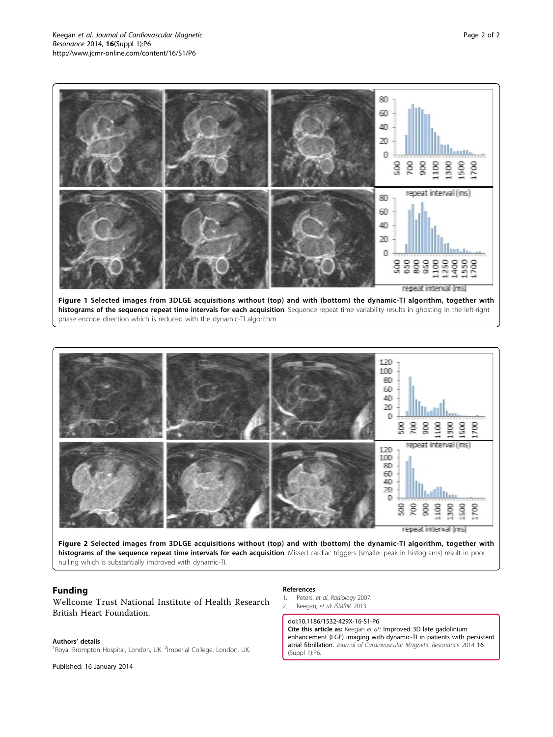80
60
40
20
0
500
700
900
1100
1300
1500
1700
repeat interval (ms)

80
60
40
20
0
500
650
800
950
1100
1250
1400
1550
1700
repeat interval (ms)

**Figure 1 Selected images from 3DLGE acquisitions without (top) and with (bottom) the dynamic-TI algorithm, together with histograms of the sequence repeat time intervals for each acquisition**. Sequence repeat time variability results in ghosting in the left-right phase encode direction which is reduced with the dynamic-TI algorithm.

120
100
80
60
40
20
0
500
700
900
1100
1300
1500
1700
repeat interval (ms)

120
100
80
60
40
20
0
500
700
900
1100
1300
1500
1700
repeat interval (ms)

**Figure 2 Selected images from 3DLGE acquisitions without (top) and with (bottom) the dynamic-TI algorithm, together with histograms of the sequence repeat time intervals for each acquisition**. Missed cardiac triggers (smaller peak in histograms) result in poor nulling which is substantially improved with dynamic-TI.

## Funding

Wellcome Trust National Institute of Health Research British Heart Foundation.

### Authors' details

[1]Royal Brompton Hospital, London, UK. [2]Imperial College, London, UK.

Published: 16 January 2014

### References

1. Peters, *et al*: *Radiology* 2007.
2. Keegan, *et al*: *ISMRM* 2013.

doi:10.1186/1532-429X-16-S1-P6
**Cite this article as:** Keegan *et al.*: Improved 3D late gadolinium enhancement (LGE) imaging with dynamic-TI in patients with persistent atrial fibrillation. *Journal of Cardiovascular Magnetic Resonance* 2014 **16** (Suppl 1):P6.